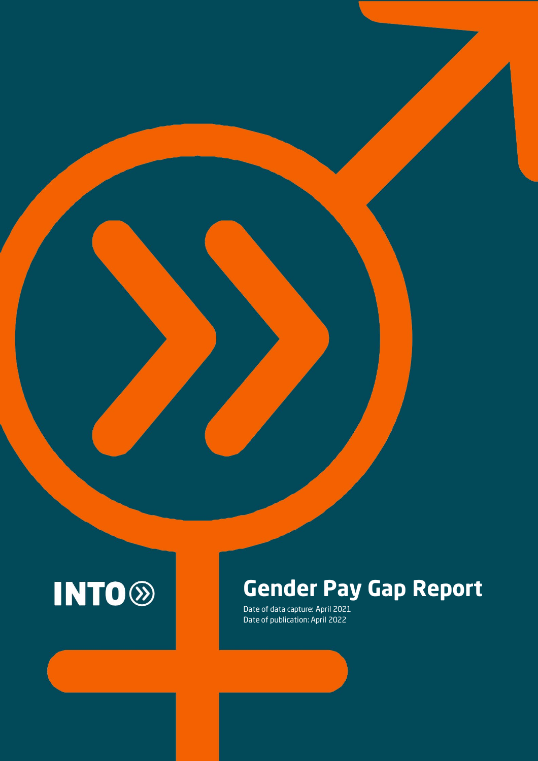INTO

# Gender Pay Gap Report

Date of data capture: April 2021
Date of publication: April 2022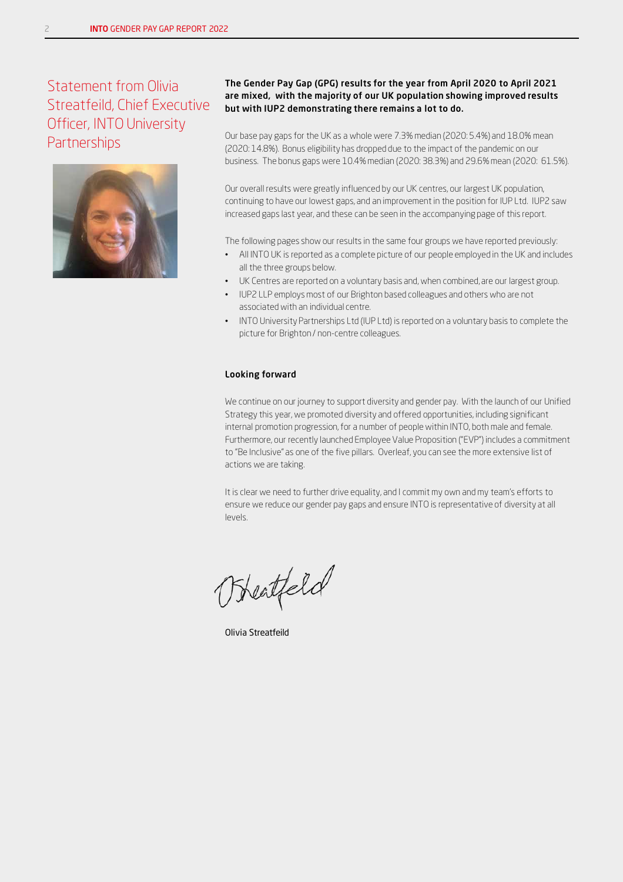## Statement from Olivia Streatfeild, Chief Executive Officer, INTO University Partnerships

**The Gender Pay Gap (GPG) results for the year from April 2020 to April 2021 are mixed, with the majority of our UK population showing improved results but with IUP2 demonstrating there remains a lot to do.**

Our base pay gaps for the UK as a whole were 7.3% median (2020: 5.4%) and 18.0% mean (2020: 14.8%). Bonus eligibility has dropped due to the impact of the pandemic on our business. The bonus gaps were 10.4% median (2020: 38.3%) and 29.6% mean (2020: 61.5%).

Our overall results were greatly influenced by our UK centres, our largest UK population, continuing to have our lowest gaps, and an improvement in the position for IUP Ltd. IUP2 saw increased gaps last year, and these can be seen in the accompanying page of this report.

The following pages show our results in the same four groups we have reported previously:

- All INTO UK is reported as a complete picture of our people employed in the UK and includes all the three groups below.
- UK Centres are reported on a voluntary basis and, when combined, are our largest group.
- IUP2 LLP employs most of our Brighton based colleagues and others who are not associated with an individual centre.
- INTO University Partnerships Ltd (IUP Ltd) is reported on a voluntary basis to complete the picture for Brighton / non-centre colleagues.

### Looking forward

We continue on our journey to support diversity and gender pay. With the launch of our Unified Strategy this year, we promoted diversity and offered opportunities, including significant internal promotion progression, for a number of people within INTO, both male and female. Furthermore, our recently launched Employee Value Proposition ("EVP") includes a commitment to "Be Inclusive" as one of the five pillars. Overleaf, you can see the more extensive list of actions we are taking.

It is clear we need to further drive equality, and I commit my own and my team's efforts to ensure we reduce our gender pay gaps and ensure INTO is representative of diversity at all levels.

Olivia Streatfeild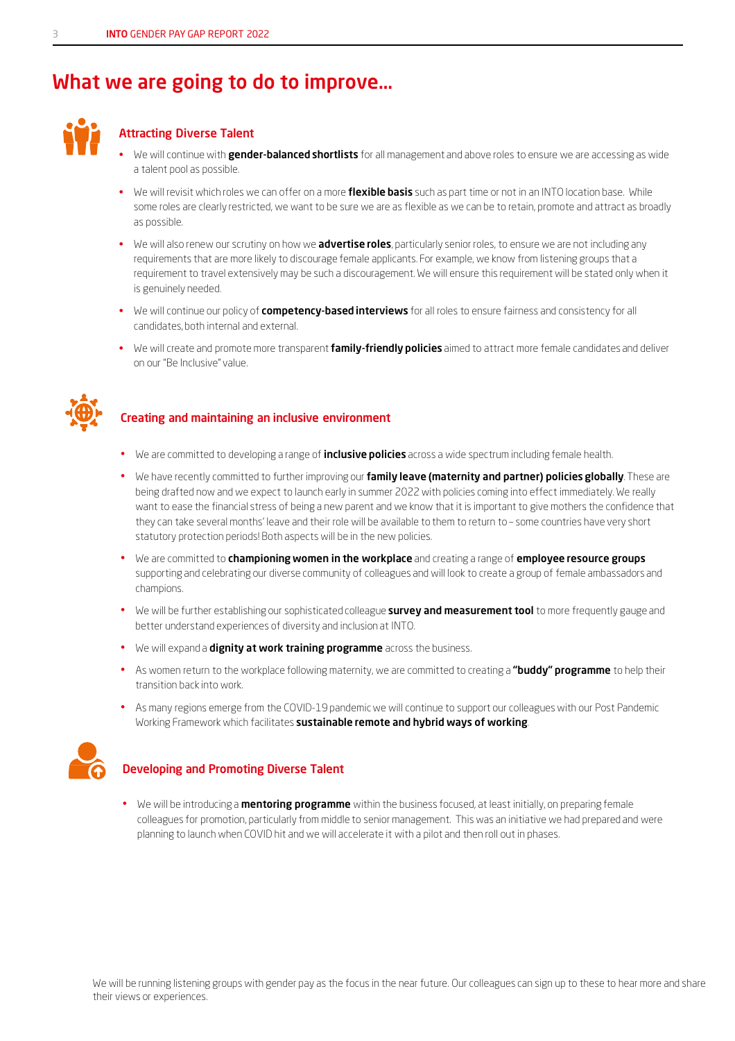# What we are going to do to improve...

## Attracting Diverse Talent

- We will continue with **gender-balanced shortlists** for all management and above roles to ensure we are accessing as wide a talent pool as possible.
- We will revisit which roles we can offer on a more **flexible basis** such as part time or not in an INTO location base. While some roles are clearly restricted, we want to be sure we are as flexible as we can be to retain, promote and attract as broadly as possible.
- We will also renew our scrutiny on how we **advertise roles**, particularly senior roles, to ensure we are not including any requirements that are more likely to discourage female applicants. For example, we know from listening groups that a requirement to travel extensively may be such a discouragement. We will ensure this requirement will be stated only when it is genuinely needed.
- We will continue our policy of **competency-based interviews** for all roles to ensure fairness and consistency for all candidates, both internal and external.
- We will create and promote more transparent **family-friendly policies** aimed to attract more female candidates and deliver on our "Be Inclusive" value.

## Creating and maintaining an inclusive environment

- We are committed to developing a range of **inclusive policies** across a wide spectrum including female health.
- We have recently committed to further improving our **family leave (maternity and partner) policies globally**. These are being drafted now and we expect to launch early in summer 2022 with policies coming into effect immediately. We really want to ease the financial stress of being a new parent and we know that it is important to give mothers the confidence that they can take several months' leave and their role will be available to them to return to – some countries have very short statutory protection periods! Both aspects will be in the new policies.
- We are committed to **championing women in the workplace** and creating a range of **employee resource groups** supporting and celebrating our diverse community of colleagues and will look to create a group of female ambassadors and champions.
- We will be further establishing our sophisticated colleague **survey and measurement tool** to more frequently gauge and better understand experiences of diversity and inclusion at INTO.
- We will expand a **dignity at work training programme** across the business.
- As women return to the workplace following maternity, we are committed to creating a **"buddy" programme** to help their transition back into work.
- As many regions emerge from the COVID-19 pandemic we will continue to support our colleagues with our Post Pandemic Working Framework which facilitates **sustainable remote and hybrid ways of working**.

## Developing and Promoting Diverse Talent

- We will be introducing a **mentoring programme** within the business focused, at least initially, on preparing female colleagues for promotion, particularly from middle to senior management. This was an initiative we had prepared and were planning to launch when COVID hit and we will accelerate it with a pilot and then roll out in phases.

We will be running listening groups with gender pay as the focus in the near future. Our colleagues can sign up to these to hear more and share their views or experiences.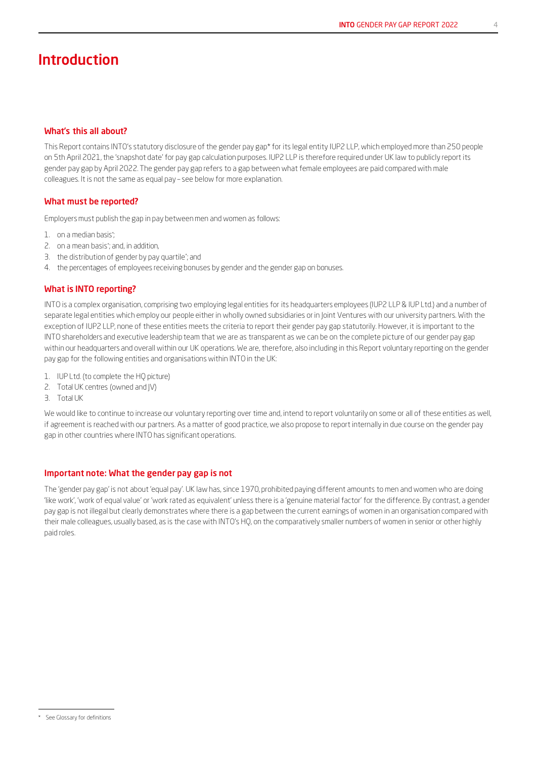# Introduction

### What's this all about?

This Report contains INTO's statutory disclosure of the gender pay gap* for its legal entity IUP2 LLP, which employed more than 250 people on 5th April 2021, the 'snapshot date' for pay gap calculation purposes. IUP2 LLP is therefore required under UK law to publicly report its gender pay gap by April 2022. The gender pay gap refers to a gap between what female employees are paid compared with male colleagues. It is not the same as equal pay – see below for more explanation.

### What must be reported?

Employers must publish the gap in pay between men and women as follows:

1. on a median basis*;
2. on a mean basis*; and, in addition,
3. the distribution of gender by pay quartile*; and
4. the percentages of employees receiving bonuses by gender and the gender gap on bonuses.

### What is INTO reporting?

INTO is a complex organisation, comprising two employing legal entities for its headquarters employees (IUP2 LLP & IUP Ltd.) and a number of separate legal entities which employ our people either in wholly owned subsidiaries or in Joint Ventures with our university partners. With the exception of IUP2 LLP, none of these entities meets the criteria to report their gender pay gap statutorily. However, it is important to the INTO shareholders and executive leadership team that we are as transparent as we can be on the complete picture of our gender pay gap within our headquarters and overall within our UK operations. We are, therefore, also including in this Report voluntary reporting on the gender pay gap for the following entities and organisations within INTO in the UK:

1. IUP Ltd. (to complete the HQ picture)
2. Total UK centres (owned and JV)
3. Total UK

We would like to continue to increase our voluntary reporting over time and, intend to report voluntarily on some or all of these entities as well, if agreement is reached with our partners. As a matter of good practice, we also propose to report internally in due course on the gender pay gap in other countries where INTO has significant operations.

### Important note: What the gender pay gap is not

The 'gender pay gap' is not about 'equal pay'. UK law has, since 1970, prohibited paying different amounts to men and women who are doing 'like work', 'work of equal value' or 'work rated as equivalent' unless there is a 'genuine material factor' for the difference. By contrast, a gender pay gap is not illegal but clearly demonstrates where there is a gap between the current earnings of women in an organisation compared with their male colleagues, usually based, as is the case with INTO's HQ, on the comparatively smaller numbers of women in senior or other highly paid roles.

---

* See Glossary for definitions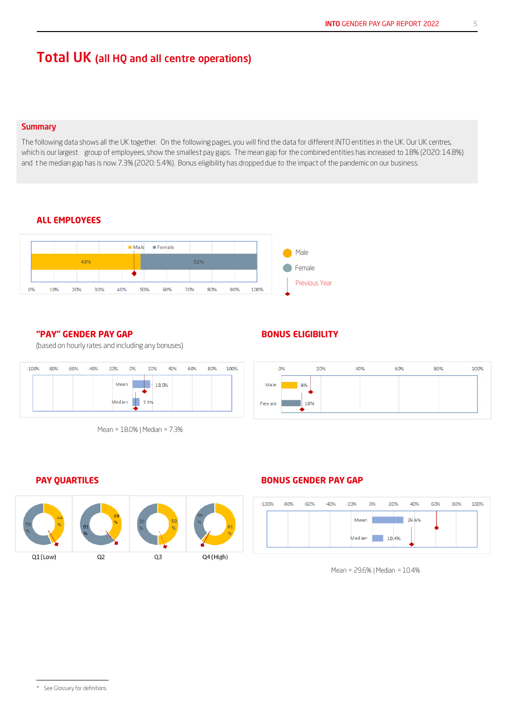# Total UK (all HQ and all centre operations)

## Summary

The following data shows all the UK together. On the following pages, you will find the data for different INTO entities in the UK. Our UK centres, which is our largest group of employees, show the smallest pay gaps. The mean gap for the combined entities has increased to 18% (2020: 14.8%) and the median gap has is now 7.3% (2020: 5.4%). Bonus eligibility has dropped due to the impact of the pandemic on our business.

## ALL EMPLOYEES

Male 48% | Female 52%

Legend: Male, Female, Previous Year

## "PAY" GENDER PAY GAP

(based on hourly rates and including any bonuses)

Mean 18.0%
Median 7.3%

Mean = 18.0% | Median = 7.3%

## BONUS ELIGIBILITY

Male 8%
Female 10%

## PAY QUARTILES

| | Female | Male |
|---|---|---|
| Q1 (Low) | 56% | 44% |
| Q2 | 61% | 39% |
| Q3 | 50% | 50% |
| Q4 (High) | 39% | 61% |

## BONUS GENDER PAY GAP

Mean 29.6%
Median 10.4%

Mean = 29.6% | Median = 10.4%

* See Glossary for definitions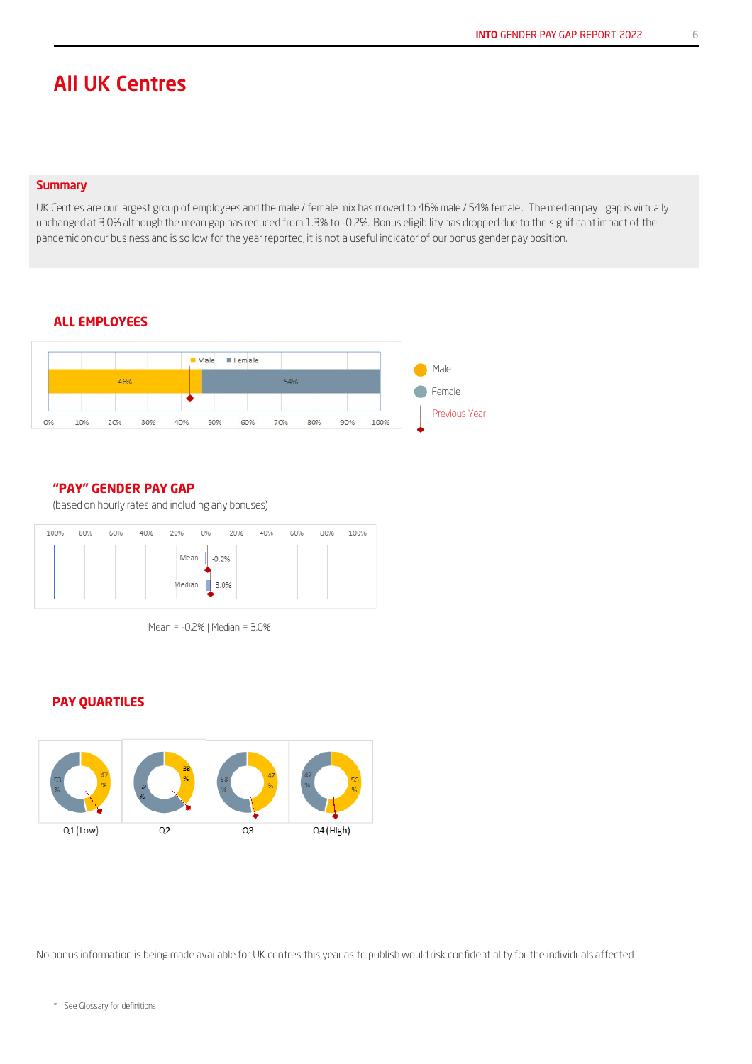# All UK Centres

## Summary

UK Centres are our largest group of employees and the male / female mix has moved to 46% male / 54% female.. The median pay gap is virtually unchanged at 3.0% although the mean gap has reduced from 1.3% to -0.2%. Bonus eligibility has dropped due to the significant impact of the pandemic on our business and is so low for the year reported, it is not a useful indicator of our bonus gender pay position.

## ALL EMPLOYEES

Male 46% | Female 54%

Male
Female
Previous Year

## "PAY" GENDER PAY GAP

(based on hourly rates and including any bonuses)

Mean -0.2%
Median 3.0%

Mean = -0.2% | Median = 3.0%

## PAY QUARTILES

| | Q1 (Low) | Q2 | Q3 | Q4 (High) |
|---|---|---|---|---|
| Male | 47% | 38% | 47% | 53% |
| Female | 53% | 62% | 53% | 47% |

No bonus information is being made available for UK centres this year as to publish would risk confidentiality for the individuals affected

* See Glossary for definitions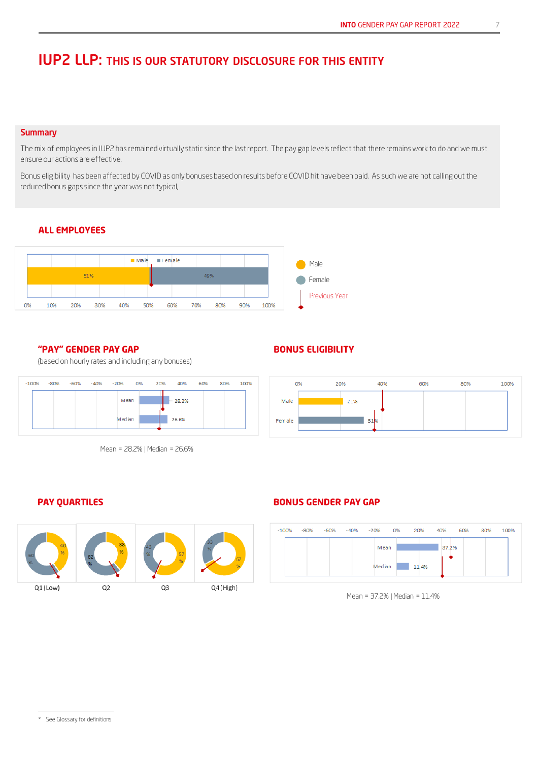# IUP2 LLP: THIS IS OUR STATUTORY DISCLOSURE FOR THIS ENTITY

## Summary

The mix of employees in IUP2 has remained virtually static since the last report. The pay gap levels reflect that there remains work to do and we must ensure our actions are effective.

Bonus eligibility has been affected by COVID as only bonuses based on results before COVID hit have been paid. As such we are not calling out the reduced bonus gaps since the year was not typical,

## ALL EMPLOYEES

Male 51% | Female 49%

Male
Female
Previous Year

## "PAY" GENDER PAY GAP

(based on hourly rates and including any bonuses)

Mean 28.2%
Median 26.6%

Mean = 28.2% | Median = 26.6%

## BONUS ELIGIBILITY

Male 21%
Female 51%

## PAY QUARTILES

| | Q1 (Low) | Q2 | Q3 | Q4 (High) |
|---|---|---|---|---|
| Male | 40% | 38% | 57% | 67% |
| Female | 60% | 62% | 43% | 33% |

## BONUS GENDER PAY GAP

Mean 37.2%
Median 11.4%

Mean = 37.2% | Median = 11.4%

* See Glossary for definitions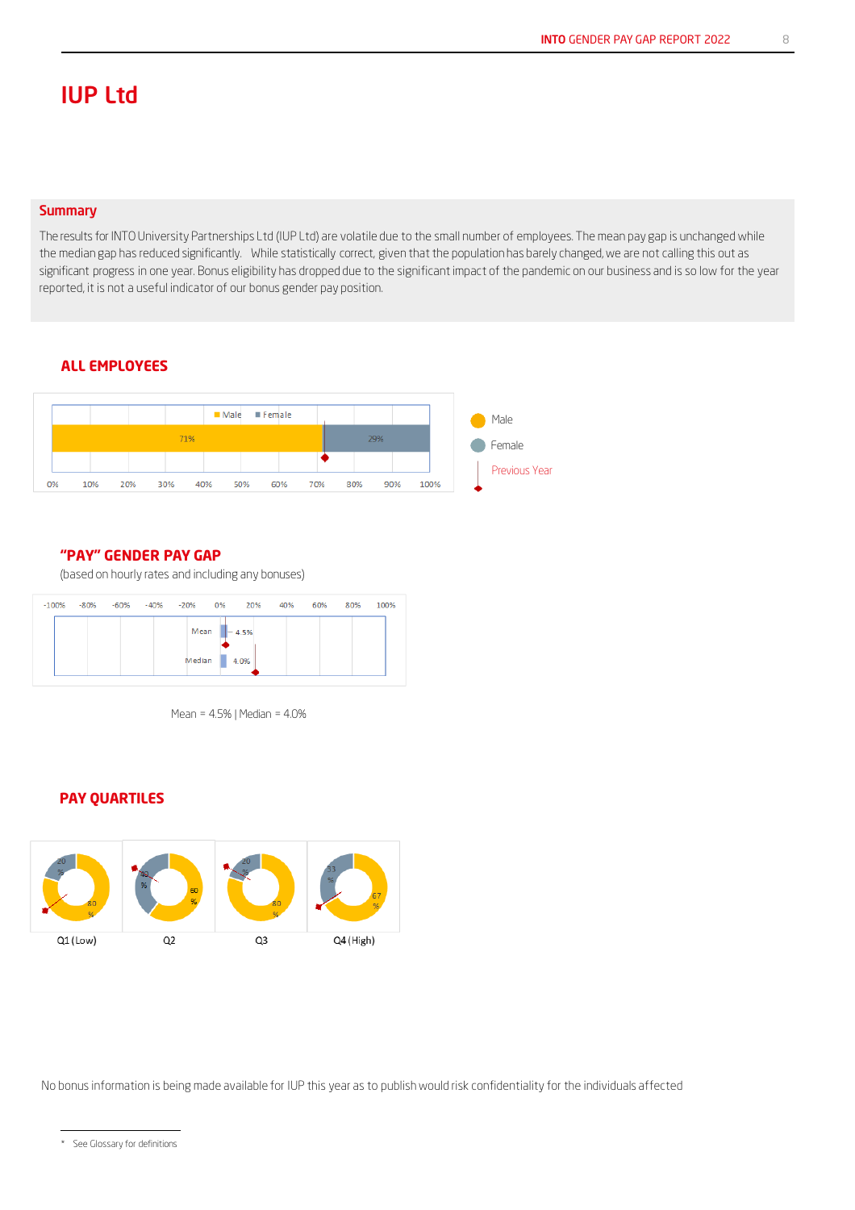# IUP Ltd

## Summary

The results for INTO University Partnerships Ltd (IUP Ltd) are volatile due to the small number of employees. The mean pay gap is unchanged while the median gap has reduced significantly. While statistically correct, given that the population has barely changed, we are not calling this out as significant progress in one year. Bonus eligibility has dropped due to the significant impact of the pandemic on our business and is so low for the year reported, it is not a useful indicator of our bonus gender pay position.

## ALL EMPLOYEES

Male 71% | Female 29%

Male | Female | Previous Year

## "PAY" GENDER PAY GAP

(based on hourly rates and including any bonuses)

Mean = 4.5% | Median = 4.0%

## PAY QUARTILES

| | Q1 (Low) | Q2 | Q3 | Q4 (High) |
|---|---|---|---|---|
| Male | 80% | 60% | 80% | 67% |
| Female | 20% | 40% | 20% | 33% |

No bonus information is being made available for IUP this year as to publish would risk confidentiality for the individuals affected

* See Glossary for definitions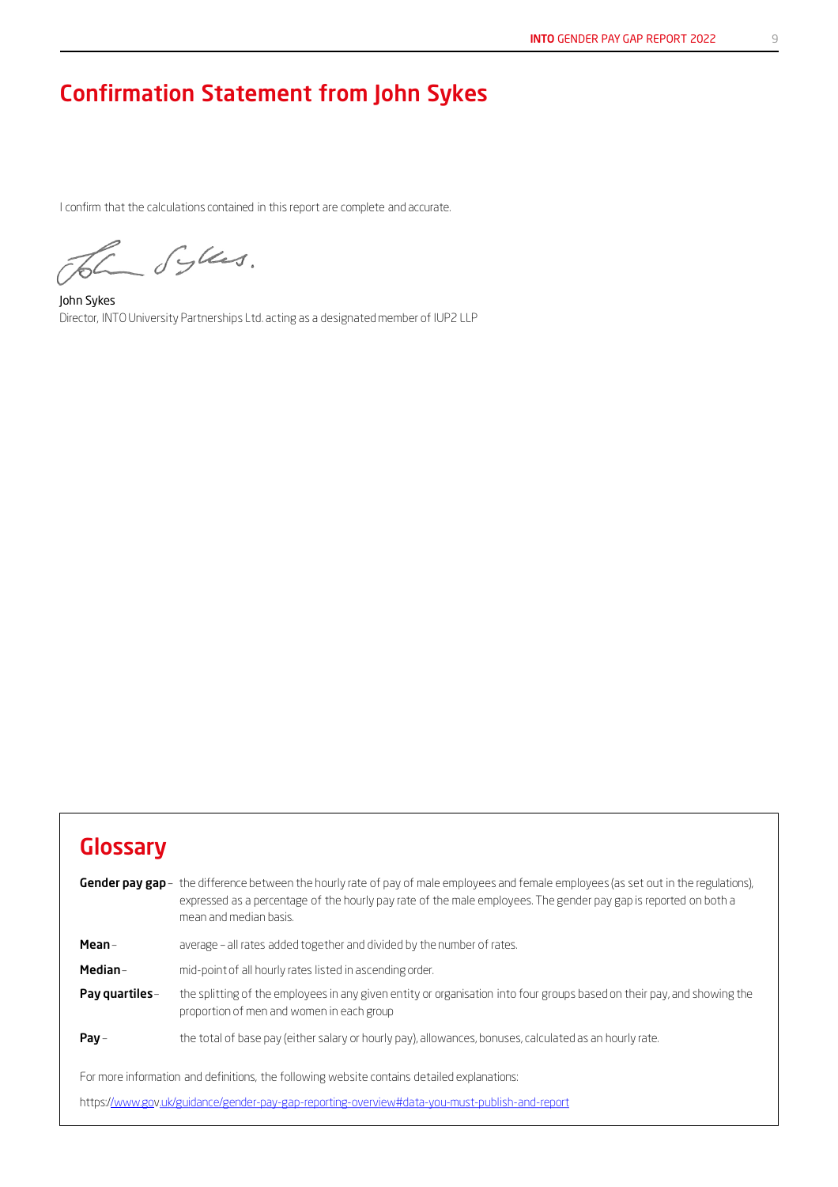## Confirmation Statement from John Sykes

I confirm that the calculations contained in this report are complete and accurate.

John Sykes
Director, INTO University Partnerships Ltd. acting as a designated member of IUP2 LLP

## Glossary

**Gender pay gap** – the difference between the hourly rate of pay of male employees and female employees (as set out in the regulations), expressed as a percentage of the hourly pay rate of the male employees. The gender pay gap is reported on both a mean and median basis.

**Mean** – average – all rates added together and divided by the number of rates.

**Median** – mid-point of all hourly rates listed in ascending order.

**Pay quartiles** – the splitting of the employees in any given entity or organisation into four groups based on their pay, and showing the proportion of men and women in each group

**Pay** – the total of base pay (either salary or hourly pay), allowances, bonuses, calculated as an hourly rate.

For more information and definitions, the following website contains detailed explanations:

https://www.gov.uk/guidance/gender-pay-gap-reporting-overview#data-you-must-publish-and-report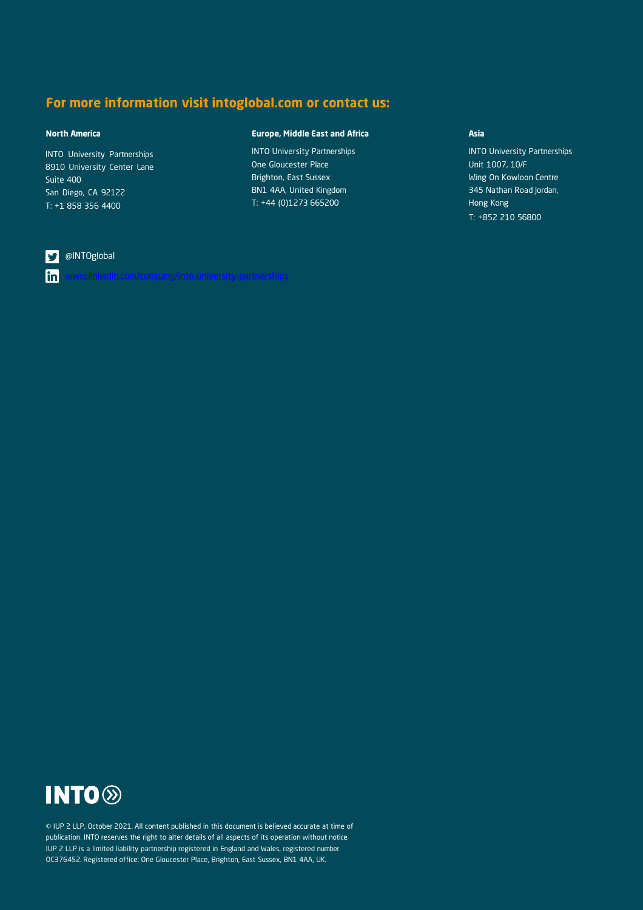## For more information visit intoglobal.com or contact us:

**North America**

INTO University Partnerships
8910 University Center Lane
Suite 400
San Diego, CA 92122
T: +1 858 356 4400

**Europe, Middle East and Africa**

INTO University Partnerships
One Gloucester Place
Brighton, East Sussex
BN1 4AA, United Kingdom
T: +44 (0)1273 665200

**Asia**

INTO University Partnerships
Unit 1007, 10/F
Wing On Kowloon Centre
345 Nathan Road Jordan,
Hong Kong
T: +852 210 56800

@INTOglobal

www.linkedin.com/company/into-university-partnerships

INTO

© IUP 2 LLP, October 2021. All content published in this document is believed accurate at time of publication. INTO reserves the right to alter details of all aspects of its operation without notice. IUP 2 LLP is a limited liability partnership registered in England and Wales, registered number OC376452. Registered office: One Gloucester Place, Brighton, East Sussex, BN1 4AA, UK.